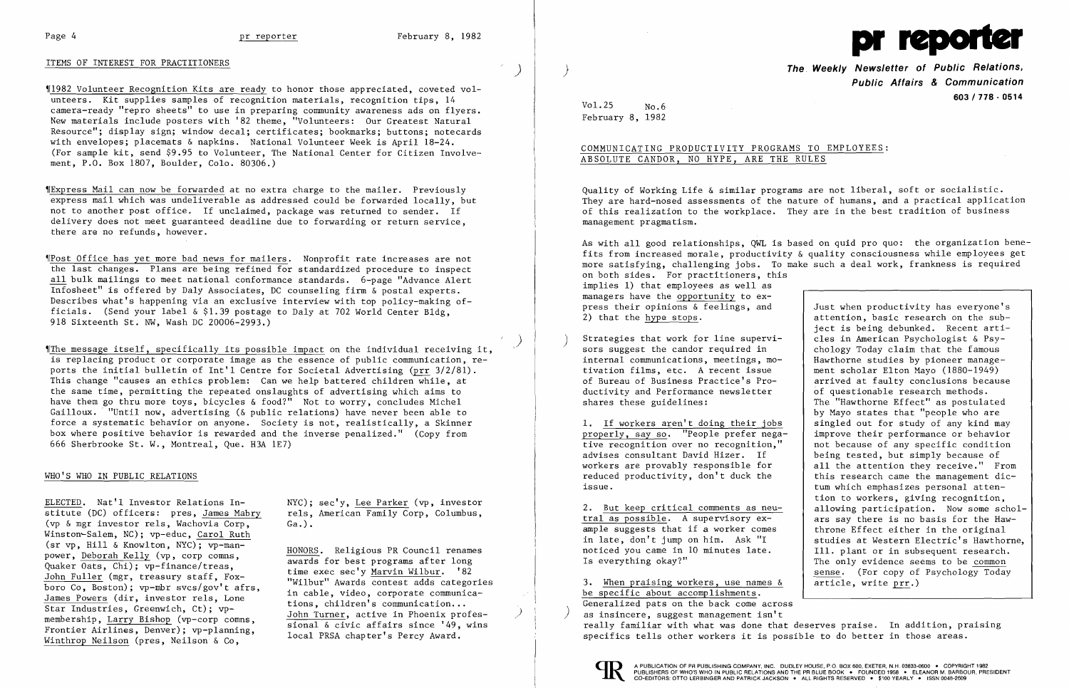## ITEMS OF INTEREST FOR PRACTITIONERS

¶1982 Volunteer Recognition Kits are ready to honor those appreciated, coveted volunteers. Kit supplies samples of recognition materials, recognition tips, 14 camera-ready "repro sheets" to use in preparing community awareness ads on flyers. New materials include posters with '82 theme, "Volunteers: Our Greatest Natural Resource"; display sign; window decal; certificates; bookmarks; buttons; notecards with envelopes; placemats & napkins. National Volunteer Week is April 18-24. (For sample kit, send $9.95 to Volunteer, The National Center for Citizen Involvement, P.O. Box 1807, Boulder, Colo. 80306.)

¶Express Mail can now be forwarded at no extra charge to the mailer. Previously express mail which was undeliverable as addressed could be forwarded locally, but not to another post office. If unclaimed, package was returned to sender. If delivery does not meet guaranteed deadline due to forwarding or return service, there are no refunds, however.

¶Post Office has yet more bad news for mailers. Nonprofit rate increases are not the last changes. Plans are being refined for standardized procedure to inspect all bulk mailings to meet national conformance standards. 6-page "Advance Alert Infosheet" is offered by Daly Associates, DC counseling firm & postal experts. Describes what's happening via an exclusive interview with top policy-making officials. (Send your label & $1.39 postage to Daly at 702 World Center Bldg, 918 Sixteenth St. NW, Wash DC 20006-2993.)

¶The message itself, specifically its possible impact on the individual receiving it, is replacing product or corporate image as the essence of public communication, reports the initial bulletin of Int'l Centre for Societal Advertising (prr 3/2/81). This change "causes an ethics problem: Can we help battered children while, at the same time, permitting the repeated onslaughts of advertising which aims to have them go thru more toys, bicycles & food?" Not to worry, concludes Michel Gailloux. "Until now, advertising (& public relations) have never been able to force a systematic behavior on anyone. Society is not, realistically, a Skinner box where positive behavior is rewarded and the inverse penalized." (Copy from 666 Sherbrooke St. W., Montreal, Que. H3A 1E7)

## WHO'S WHO IN PUBLIC RELATIONS

ELECTED. Nat'l Investor Relations Institute (DC) officers: pres, James Mabry (vp & mgr investor rels, Wachovia Corp, Winston-Salem, NC); vp-educ, Carol Ruth (sr vp, Hill & Knowlton, NYC); vp-manpower, Deborah Kelly (vp, corp comns, Quaker Oats, Chi); vp-finance/treas, John Fuller (mgr, treasury staff, Foxboro Co, Boston); vp-mbr svcs/gov't afrs, James Powers (dir, investor rels, Lone Star Industries, Greenwich, Ct); vp-membership, Larry Bishop (vp-corp comns, Frontier Airlines, Denver); vp-planning, Winthrop Neilson (pres, Neilson & Co, NYC); sec'y, Lee Parker (vp, investor rels, American Family Corp, Columbus, Ga.).

HONORS. Religious PR Council renames awards for best programs after long time exec sec'y Marvin Wilbur. '82 "Wilbur" Awards contest adds categories in cable, video, corporate communications, children's communication...
John Turner, active in Phoenix professional & civic affairs since '49, wins local PRSA chapter's Percy Award.

# pr reporter

**The Weekly Newsletter of Public Relations, Public Affairs & Communication**

**603 / 778 - 0514**

Vol.25 No.6
February 8, 1982

## COMMUNICATING PRODUCTIVITY PROGRAMS TO EMPLOYEES: ABSOLUTE CANDOR, NO HYPE, ARE THE RULES

Quality of Working Life & similar programs are not liberal, soft or socialistic. They are hard-nosed assessments of the nature of humans, and a practical application of this realization to the workplace. They are in the best tradition of business management pragmatism.

As with all good relationships, QWL is based on quid pro quo: the organization benefits from increased morale, productivity & quality consciousness while employees get more satisfying, challenging jobs. To make such a deal work, frankness is required on both sides. For practitioners, this implies 1) that employees as well as managers have the opportunity to express their opinions & feelings, and 2) that the hype stops.

Strategies that work for line supervisors suggest the candor required in internal communications, meetings, motivation films, etc. A recent issue of Bureau of Business Practice's Productivity and Performance newsletter shares these guidelines:

1. If workers aren't doing their jobs properly, say so. "People prefer negative recognition over no recognition," advises consultant David Hizer. If workers are provably responsible for reduced productivity, don't duck the issue.

2. But keep critical comments as neutral as possible. A supervisory example suggests that if a worker comes in late, don't jump on him. Ask "I noticed you came in 10 minutes late. Is everything okay?"

3. When praising workers, use names & be specific about accomplishments. Generalized pats on the back come across as insincere, suggest management isn't really familiar with what was done that deserves praise. In addition, praising specifics tells other workers it is possible to do better in those areas.

> Just when productivity has everyone's attention, basic research on the subject is being debunked. Recent articles in American Psychologist & Psychology Today claim that the famous Hawthorne studies by pioneer management scholar Elton Mayo (1880-1949) arrived at faulty conclusions because of questionable research methods. The "Hawthorne Effect" as postulated by Mayo states that "people who are singled out for study of any kind may improve their performance or behavior not because of any specific condition being tested, but simply because of all the attention they receive." From this research came the management dictum which emphasizes personal attention to workers, giving recognition, allowing participation. Now some scholars say there is no basis for the Hawthrone Effect either in the original studies at Western Electric's Hawthorne, Ill. plant or in subsequent research. The only evidence seems to be common sense. (For copy of Psychology Today article, write prr.)

A PUBLICATION OF PR PUBLISHING COMPANY, INC. DUDLEY HOUSE, P.O. BOX 600, EXETER, N.H. 03833-0600 • COPYRIGHT 1982 PUBLISHERS OF WHO'S WHO IN PUBLIC RELATIONS AND THE PR BLUE BOOK • FOUNDED 1958 • ELEANOR M. BARBOUR, PRESIDENT CO-EDITORS: OTTO LERBINGER AND PATRICK JACKSON • ALL RIGHTS RESERVED • $100 YEARLY • ISSN 0048-2609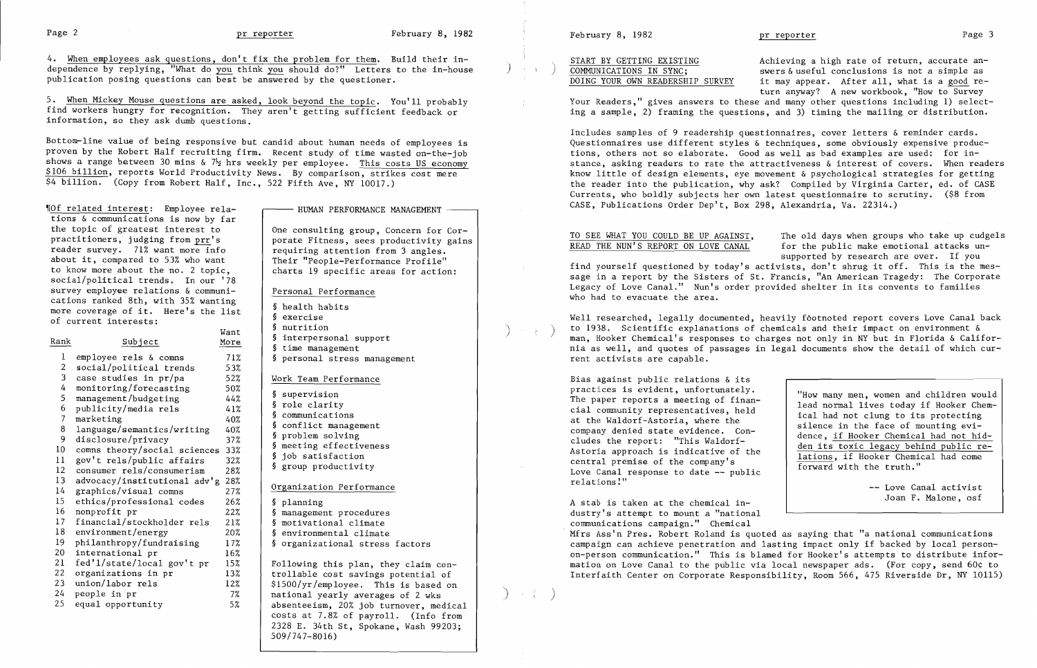4. When employees ask questions, don't fix the problem for them. Build their independence by replying, "What do you think you should do?" Letters to the in-house publication posing questions can best be answered by the questioner.

5. When Mickey Mouse questions are asked, look beyond the topic. You'll probably find workers hungry for recognition. They aren't getting sufficient feedback or information, so they ask dumb questions.

Bottom-line value of being responsive but candid about human needs of employees is proven by the Robert Half recruiting firm. Recent study of time wasted on-the-job shows a range between 30 mins & 7½ hrs weekly per employee. This costs US economy $106 billion, reports World Productivity News. By comparison, strikes cost mere $4 billion. (Copy from Robert Half, Inc., 522 Fifth Ave, NY 10017.)

¶Of related interest: Employee relations & communications is now by far the topic of greatest interest to practitioners, judging from prr's reader survey. 71% want more info about it, compared to 53% who want to know more about the no. 2 topic, social/political trends. In our '78 survey employee relations & communications ranked 8th, with 35% wanting more coverage of it. Here's the list of current interests:

| Rank | Subject | Want More |
|---|---|---|
| 1 | employee rels & comns | 71% |
| 2 | social/political trends | 53% |
| 3 | case studies in pr/pa | 52% |
| 4 | monitoring/forecasting | 50% |
| 5 | management/budgeting | 44% |
| 6 | publicity/media rels | 41% |
| 7 | marketing | 40% |
| 8 | language/semantics/writing | 40% |
| 9 | disclosure/privacy | 37% |
| 10 | comns theory/social sciences | 33% |
| 11 | gov't rels/public affairs | 32% |
| 12 | consumer rels/consumerism | 28% |
| 13 | advocacy/institutional adv'g | 28% |
| 14 | graphics/visual comns | 27% |
| 15 | ethics/professional codes | 26% |
| 16 | nonprofit pr | 22% |
| 17 | financial/stockholder rels | 21% |
| 18 | environment/energy | 20% |
| 19 | philanthropy/fundraising | 17% |
| 20 | international pr | 16% |
| 21 | fed'l/state/local gov't pr | 15% |
| 22 | organizations in pr | 13% |
| 23 | union/labor rels | 12% |
| 24 | people in pr | 7% |
| 25 | equal opportunity | 5% |

### HUMAN PERFORMANCE MANAGEMENT

One consulting group, Concern for Corporate Fitness, sees productivity gains requiring attention from 3 angles. Their "People-Performance Profile" charts 19 specific areas for action:

Personal Performance

- § health habits
- § exercise
- § nutrition
- § interpersonal support
- § time management
- § personal stress management

Work Team Performance

- § supervision
- § role clarity
- § communications
- § conflict management
- § problem solving
- § meeting effectiveness
- § job satisfaction
- § group productivity

Organization Performance

- § planning
- § management procedures
- § motivational climate
- § environmental climate
- § organizational stress factors

Following this plan, they claim controllable cost savings potential of $1500/yr/employee. This is based on national yearly averages of 2 wks absenteeism, 20% job turnover, medical costs at 7.8% of payroll. (Info from 2328 E. 34th St, Spokane, Wash 99203; 509/747-8016)

START BY GETTING EXISTING COMMUNICATIONS IN SYNC; DOING YOUR OWN READERSHIP SURVEY

Achieving a high rate of return, accurate answers & useful conclusions is not a simple as it may appear. After all, what is a good return anyway? A new workbook, "How to Survey Your Readers," gives answers to these and many other questions including 1) selecting a sample, 2) framing the questions, and 3) timing the mailing or distribution.

Includes samples of 9 readership questionnaires, cover letters & reminder cards. Questionnaires use different styles & techniques, some obviously expensive productions, others not so elaborate. Good as well as bad examples are used: for instance, asking readers to rate the attractiveness & interest of covers. When readers know little of design elements, eye movement & psychological strategies for getting the reader into the publication, why ask? Compiled by Virginia Carter, ed. of CASE Currents, who boldly subjects her own latest questionnaire to scrutiny. ($8 from CASE, Publications Order Dep't, Box 298, Alexandria, Va. 22314.)

TO SEE WHAT YOU COULD BE UP AGAINST, READ THE NUN'S REPORT ON LOVE CANAL

The old days when groups who take up cudgels for the public make emotional attacks unsupported by research are over. If you find yourself questioned by today's activists, don't shrug it off. This is the message in a report by the Sisters of St. Francis, "An American Tragedy: The Corporate Legacy of Love Canal." Nun's order provided shelter in its convents to families who had to evacuate the area.

Well researched, legally documented, heavily footnoted report covers Love Canal back to 1938. Scientific explanations of chemicals and their impact on environment & man, Hooker Chemical's responses to charges not only in NY but in Florida & California as well, and quotes of passages in legal documents show the detail of which current activists are capable.

Bias against public relations & its practices is evident, unfortunately. The paper reports a meeting of financial community representatives, held at the Waldorf-Astoria, where the company denied state evidence. Concludes the report: "This Waldorf-Astoria approach is indicative of the central premise of the company's Love Canal response to date -- public relations!"

> "How many men, women and children would lead normal lives today if Hooker Chemical had not clung to its protecting silence in the face of mounting evidence, if Hooker Chemical had not hidden its toxic legacy behind public relations, if Hooker Chemical had come forward with the truth."
>
> -- Love Canal activist Joan F. Malone, osf

A stab is taken at the chemical industry's attempt to mount a "national communications campaign." Chemical Mfrs Ass'n Pres. Robert Roland is quoted as saying that "a national communications campaign can achieve penetration and lasting impact only if backed by local person-on-person communication." This is blamed for Hooker's attempts to distribute information on Love Canal to the public via local newspaper ads. (For copy, send 60¢ to Interfaith Center on Corporate Responsibility, Room 566, 475 Riverside Dr, NY 10115)